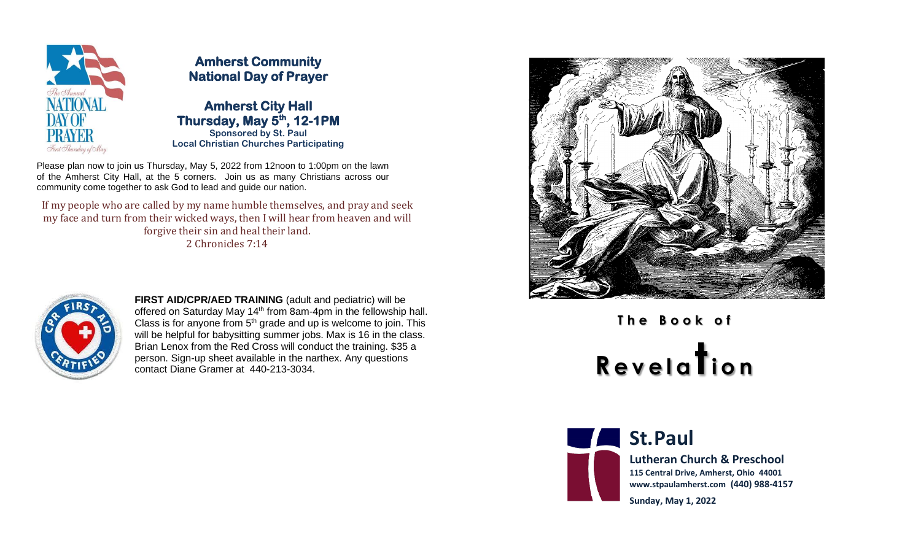## Amherst Community National Day of Prayer

### Amherst City Hall
**Thursday, May 5th, 12-1PM**

**Sponsored by St. Paul**
**Local Christian Churches Participating**

Please plan now to join us Thursday, May 5, 2022 from 12noon to 1:00pm on the lawn of the Amherst City Hall, at the 5 corners. Join us as many Christians across our community come together to ask God to lead and guide our nation.

If my people who are called by my name humble themselves, and pray and seek my face and turn from their wicked ways, then I will hear from heaven and will forgive their sin and heal their land.
2 Chronicles 7:14

**FIRST AID/CPR/AED TRAINING** (adult and pediatric) will be offered on Saturday May 14th from 8am-4pm in the fellowship hall. Class is for anyone from 5th grade and up is welcome to join. This will be helpful for babysitting summer jobs. Max is 16 in the class. Brian Lenox from the Red Cross will conduct the training. $35 a person. Sign-up sheet available in the narthex. Any questions contact Diane Gramer at 440-213-3034.

# The Book of Revelation

## St.Paul

**Lutheran Church & Preschool**
**115 Central Drive, Amherst, Ohio 44001**
**www.stpaulamherst.com (440) 988-4157**

**Sunday, May 1, 2022**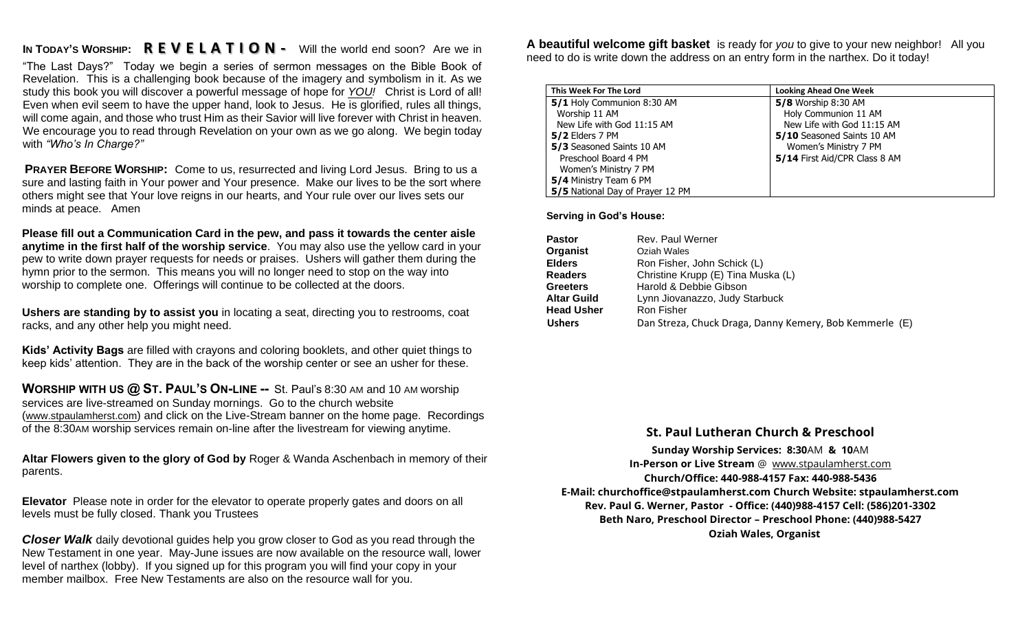**IN TODAY'S WORSHIP: R E V E L A T I O N -** Will the world end soon? Are we in "The Last Days?" Today we begin a series of sermon messages on the Bible Book of Revelation. This is a challenging book because of the imagery and symbolism in it. As we study this book you will discover a powerful message of hope for *YOU!* Christ is Lord of all! Even when evil seem to have the upper hand, look to Jesus. He is glorified, rules all things, will come again, and those who trust Him as their Savior will live forever with Christ in heaven. We encourage you to read through Revelation on your own as we go along. We begin today with *"Who's In Charge?"*

**PRAYER BEFORE WORSHIP:** Come to us, resurrected and living Lord Jesus. Bring to us a sure and lasting faith in Your power and Your presence. Make our lives to be the sort where others might see that Your love reigns in our hearts, and Your rule over our lives sets our minds at peace. Amen

**Please fill out a Communication Card in the pew, and pass it towards the center aisle anytime in the first half of the worship service**. You may also use the yellow card in your pew to write down prayer requests for needs or praises. Ushers will gather them during the hymn prior to the sermon. This means you will no longer need to stop on the way into worship to complete one. Offerings will continue to be collected at the doors.

**Ushers are standing by to assist you** in locating a seat, directing you to restrooms, coat racks, and any other help you might need.

**Kids' Activity Bags** are filled with crayons and coloring booklets, and other quiet things to keep kids' attention. They are in the back of the worship center or see an usher for these.

**WORSHIP WITH US @ ST. PAUL'S ON-LINE --** St. Paul's 8:30 AM and 10 AM worship services are live-streamed on Sunday mornings. Go to the church website (www.stpaulamherst.com) and click on the Live-Stream banner on the home page. Recordings of the 8:30AM worship services remain on-line after the livestream for viewing anytime.

**Altar Flowers given to the glory of God by** Roger & Wanda Aschenbach in memory of their parents.

**Elevator** Please note in order for the elevator to operate properly gates and doors on all levels must be fully closed. Thank you Trustees

***Closer Walk*** daily devotional guides help you grow closer to God as you read through the New Testament in one year. May-June issues are now available on the resource wall, lower level of narthex (lobby). If you signed up for this program you will find your copy in your member mailbox. Free New Testaments are also on the resource wall for you.

**A beautiful welcome gift basket** is ready for *you* to give to your new neighbor! All you need to do is write down the address on an entry form in the narthex. Do it today!

| This Week For The Lord | Looking Ahead One Week |
|---|---|
| **5/1** Holy Communion 8:30 AM | **5/8** Worship 8:30 AM |
| Worship 11 AM | Holy Communion 11 AM |
| New Life with God 11:15 AM | New Life with God 11:15 AM |
| **5/2** Elders 7 PM | **5/10** Seasoned Saints 10 AM |
| **5/3** Seasoned Saints 10 AM | Women's Ministry 7 PM |
| Preschool Board 4 PM | **5/14** First Aid/CPR Class 8 AM |
| Women's Ministry 7 PM | |
| **5/4** Ministry Team 6 PM | |
| **5/5** National Day of Prayer 12 PM | |

**Serving in God's House:**

| | |
|---|---|
| **Pastor** | Rev. Paul Werner |
| **Organist** | Oziah Wales |
| **Elders** | Ron Fisher, John Schick (L) |
| **Readers** | Christine Krupp (E) Tina Muska (L) |
| **Greeters** | Harold & Debbie Gibson |
| **Altar Guild** | Lynn Jiovanazzo, Judy Starbuck |
| **Head Usher** | Ron Fisher |
| **Ushers** | Dan Streza, Chuck Draga, Danny Kemery, Bob Kemmerle (E) |

## St. Paul Lutheran Church & Preschool

**Sunday Worship Services: 8:30**AM **& 10**AM
**In-Person or Live Stream** @ www.stpaulamherst.com
**Church/Office: 440-988-4157 Fax: 440-988-5436**
**E-Mail: churchoffice@stpaulamherst.com Church Website: stpaulamherst.com**
**Rev. Paul G. Werner, Pastor - Office: (440)988-4157 Cell: (586)201-3302**
**Beth Naro, Preschool Director – Preschool Phone: (440)988-5427**
**Oziah Wales, Organist**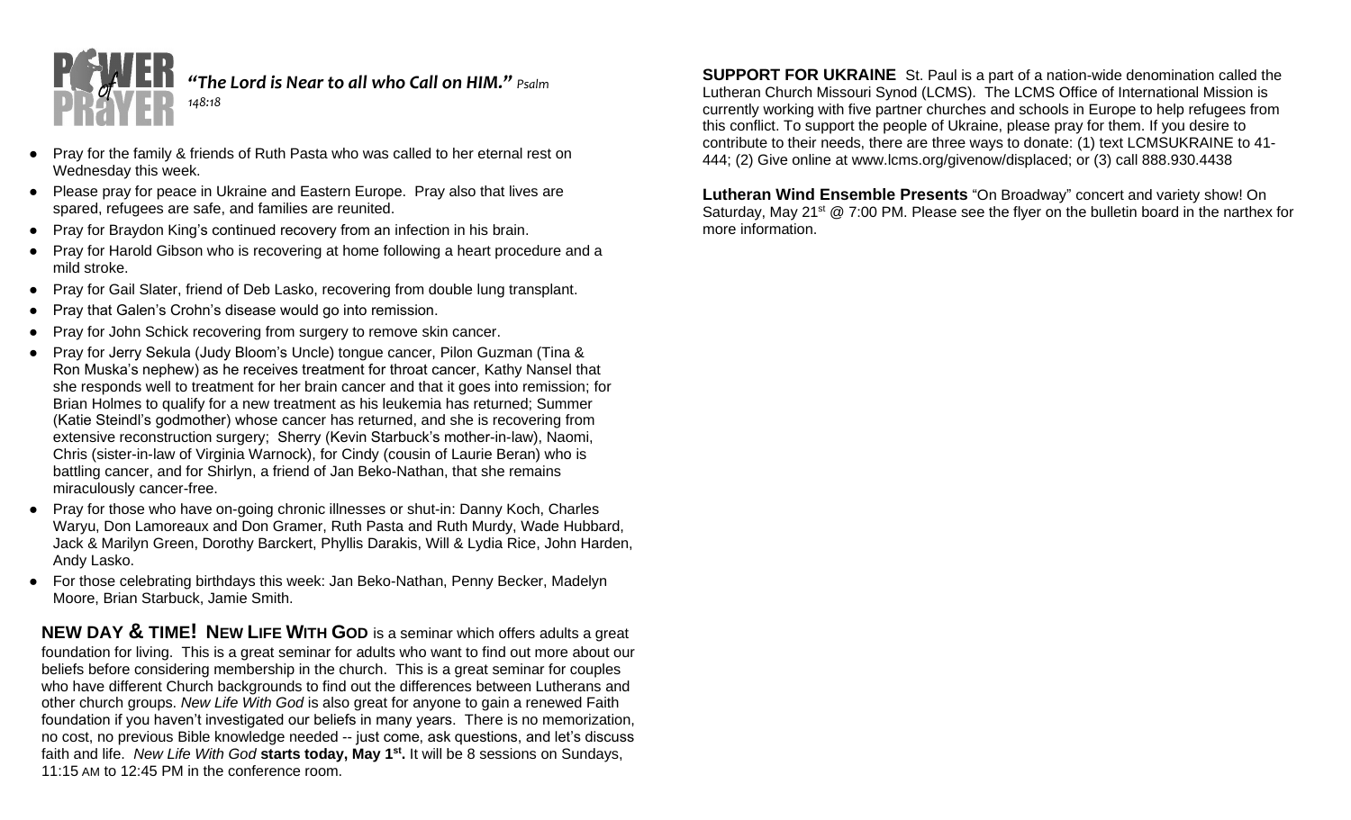## POWER of PRAYER

***"The Lord is Near to all who Call on HIM."*** *Psalm 148:18*

- Pray for the family & friends of Ruth Pasta who was called to her eternal rest on Wednesday this week.
- Please pray for peace in Ukraine and Eastern Europe. Pray also that lives are spared, refugees are safe, and families are reunited.
- Pray for Braydon King's continued recovery from an infection in his brain.
- Pray for Harold Gibson who is recovering at home following a heart procedure and a mild stroke.
- Pray for Gail Slater, friend of Deb Lasko, recovering from double lung transplant.
- Pray that Galen's Crohn's disease would go into remission.
- Pray for John Schick recovering from surgery to remove skin cancer.
- Pray for Jerry Sekula (Judy Bloom's Uncle) tongue cancer, Pilon Guzman (Tina & Ron Muska's nephew) as he receives treatment for throat cancer, Kathy Nansel that she responds well to treatment for her brain cancer and that it goes into remission; for Brian Holmes to qualify for a new treatment as his leukemia has returned; Summer (Katie Steindl's godmother) whose cancer has returned, and she is recovering from extensive reconstruction surgery; Sherry (Kevin Starbuck's mother-in-law), Naomi, Chris (sister-in-law of Virginia Warnock), for Cindy (cousin of Laurie Beran) who is battling cancer, and for Shirlyn, a friend of Jan Beko-Nathan, that she remains miraculously cancer-free.
- Pray for those who have on-going chronic illnesses or shut-in: Danny Koch, Charles Waryu, Don Lamoreaux and Don Gramer, Ruth Pasta and Ruth Murdy, Wade Hubbard, Jack & Marilyn Green, Dorothy Barckert, Phyllis Darakis, Will & Lydia Rice, John Harden, Andy Lasko.
- For those celebrating birthdays this week: Jan Beko-Nathan, Penny Becker, Madelyn Moore, Brian Starbuck, Jamie Smith.

**NEW DAY & TIME! NEW LIFE WITH GOD** is a seminar which offers adults a great foundation for living. This is a great seminar for adults who want to find out more about our beliefs before considering membership in the church. This is a great seminar for couples who have different Church backgrounds to find out the differences between Lutherans and other church groups. *New Life With God* is also great for anyone to gain a renewed Faith foundation if you haven't investigated our beliefs in many years. There is no memorization, no cost, no previous Bible knowledge needed -- just come, ask questions, and let's discuss faith and life. *New Life With God* **starts today, May 1st.** It will be 8 sessions on Sundays, 11:15 AM to 12:45 PM in the conference room.

**SUPPORT FOR UKRAINE** St. Paul is a part of a nation-wide denomination called the Lutheran Church Missouri Synod (LCMS). The LCMS Office of International Mission is currently working with five partner churches and schools in Europe to help refugees from this conflict. To support the people of Ukraine, please pray for them. If you desire to contribute to their needs, there are three ways to donate: (1) text LCMSUKRAINE to 41-444; (2) Give online at www.lcms.org/givenow/displaced; or (3) call 888.930.4438

**Lutheran Wind Ensemble Presents** "On Broadway" concert and variety show! On Saturday, May 21st @ 7:00 PM. Please see the flyer on the bulletin board in the narthex for more information.